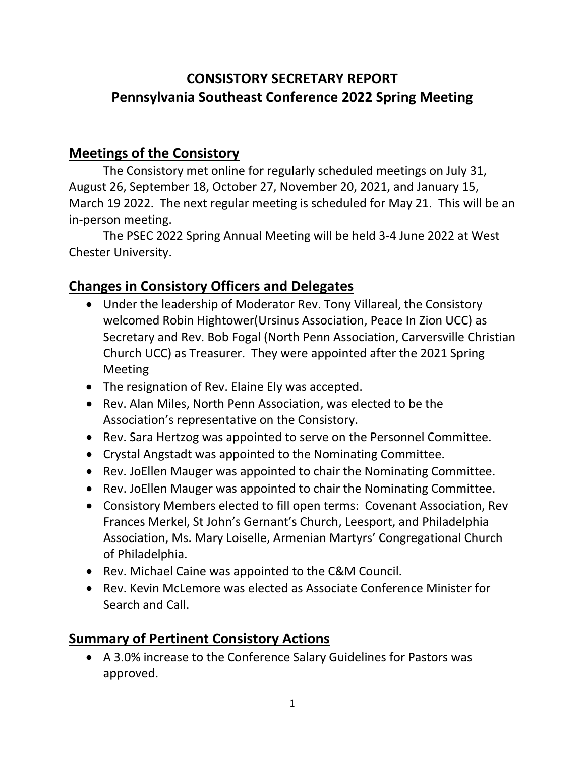# CONSISTORY SECRETARY REPORT
# Pennsylvania Southeast Conference 2022 Spring Meeting

## Meetings of the Consistory

The Consistory met online for regularly scheduled meetings on July 31, August 26, September 18, October 27, November 20, 2021, and January 15, March 19 2022. The next regular meeting is scheduled for May 21. This will be an in-person meeting.

The PSEC 2022 Spring Annual Meeting will be held 3-4 June 2022 at West Chester University.

## Changes in Consistory Officers and Delegates

- Under the leadership of Moderator Rev. Tony Villareal, the Consistory welcomed Robin Hightower(Ursinus Association, Peace In Zion UCC) as Secretary and Rev. Bob Fogal (North Penn Association, Carversville Christian Church UCC) as Treasurer. They were appointed after the 2021 Spring Meeting
- The resignation of Rev. Elaine Ely was accepted.
- Rev. Alan Miles, North Penn Association, was elected to be the Association's representative on the Consistory.
- Rev. Sara Hertzog was appointed to serve on the Personnel Committee.
- Crystal Angstadt was appointed to the Nominating Committee.
- Rev. JoEllen Mauger was appointed to chair the Nominating Committee.
- Rev. JoEllen Mauger was appointed to chair the Nominating Committee.
- Consistory Members elected to fill open terms: Covenant Association, Rev Frances Merkel, St John's Gernant's Church, Leesport, and Philadelphia Association, Ms. Mary Loiselle, Armenian Martyrs' Congregational Church of Philadelphia.
- Rev. Michael Caine was appointed to the C&M Council.
- Rev. Kevin McLemore was elected as Associate Conference Minister for Search and Call.

## Summary of Pertinent Consistory Actions

- A 3.0% increase to the Conference Salary Guidelines for Pastors was approved.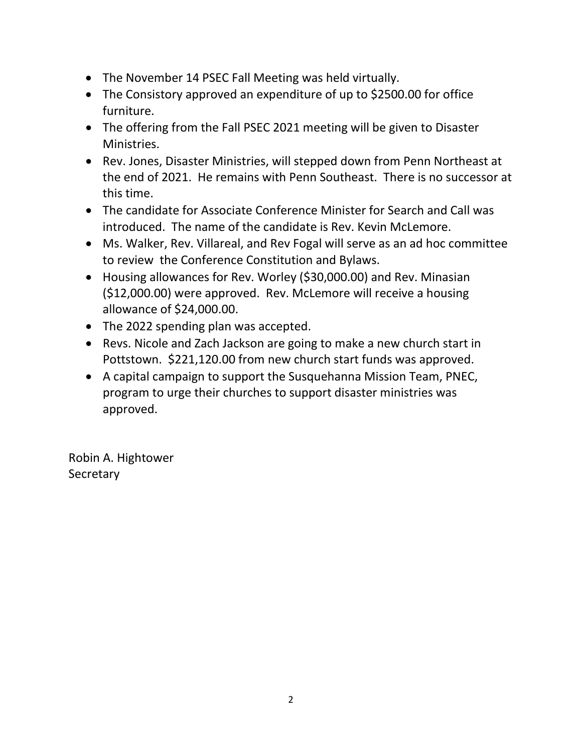- The November 14 PSEC Fall Meeting was held virtually.
- The Consistory approved an expenditure of up to $2500.00 for office furniture.
- The offering from the Fall PSEC 2021 meeting will be given to Disaster Ministries.
- Rev. Jones, Disaster Ministries, will stepped down from Penn Northeast at the end of 2021. He remains with Penn Southeast. There is no successor at this time.
- The candidate for Associate Conference Minister for Search and Call was introduced. The name of the candidate is Rev. Kevin McLemore.
- Ms. Walker, Rev. Villareal, and Rev Fogal will serve as an ad hoc committee to review the Conference Constitution and Bylaws.
- Housing allowances for Rev. Worley ($30,000.00) and Rev. Minasian ($12,000.00) were approved. Rev. McLemore will receive a housing allowance of $24,000.00.
- The 2022 spending plan was accepted.
- Revs. Nicole and Zach Jackson are going to make a new church start in Pottstown. $221,120.00 from new church start funds was approved.
- A capital campaign to support the Susquehanna Mission Team, PNEC, program to urge their churches to support disaster ministries was approved.

Robin A. Hightower
Secretary